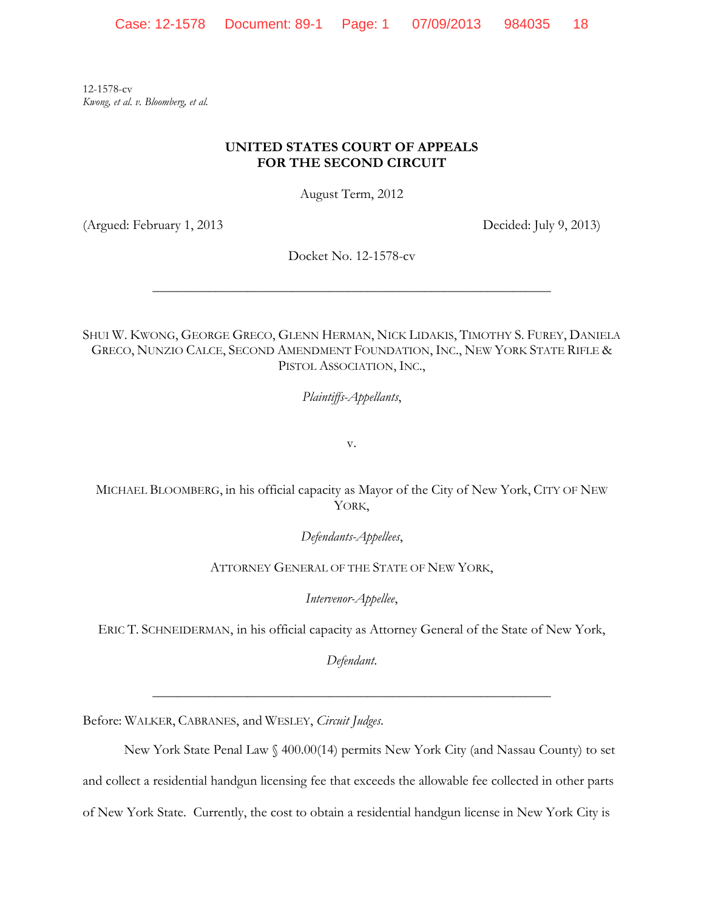12-1578-cv
*Kwong, et al. v. Bloomberg, et al.*

**UNITED STATES COURT OF APPEALS**
**FOR THE SECOND CIRCUIT**

August Term, 2012

(Argued: February 1, 2013 Decided: July 9, 2013)

Docket No. 12-1578-cv

---

SHUI W. KWONG, GEORGE GRECO, GLENN HERMAN, NICK LIDAKIS, TIMOTHY S. FUREY, DANIELA GRECO, NUNZIO CALCE, SECOND AMENDMENT FOUNDATION, INC., NEW YORK STATE RIFLE & PISTOL ASSOCIATION, INC.,

*Plaintiffs-Appellants*,

v.

MICHAEL BLOOMBERG, in his official capacity as Mayor of the City of New York, CITY OF NEW YORK,

*Defendants-Appellees*,

ATTORNEY GENERAL OF THE STATE OF NEW YORK,

*Intervenor-Appellee*,

ERIC T. SCHNEIDERMAN, in his official capacity as Attorney General of the State of New York,

*Defendant*.

---

Before: WALKER, CABRANES, and WESLEY, *Circuit Judges*.

New York State Penal Law § 400.00(14) permits New York City (and Nassau County) to set and collect a residential handgun licensing fee that exceeds the allowable fee collected in other parts of New York State. Currently, the cost to obtain a residential handgun license in New York City is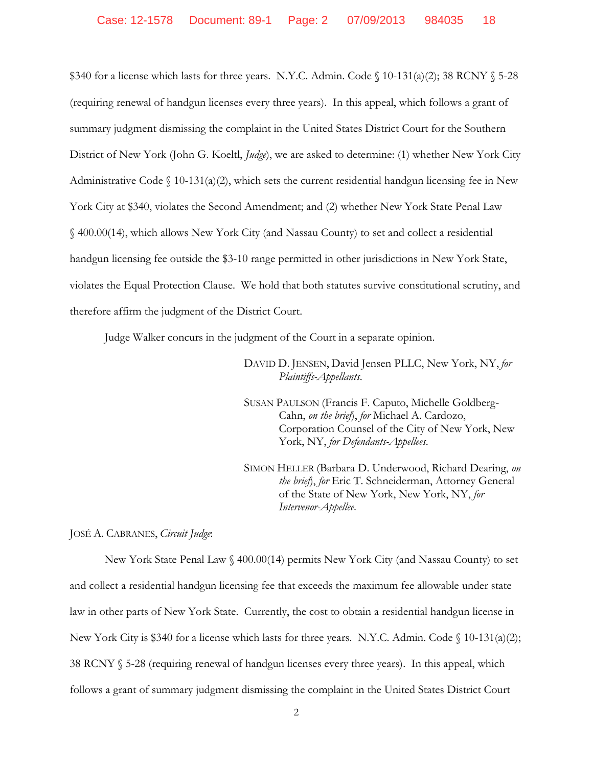$340 for a license which lasts for three years. N.Y.C. Admin. Code § 10-131(a)(2); 38 RCNY § 5-28 (requiring renewal of handgun licenses every three years). In this appeal, which follows a grant of summary judgment dismissing the complaint in the United States District Court for the Southern District of New York (John G. Koeltl, *Judge*), we are asked to determine: (1) whether New York City Administrative Code § 10-131(a)(2), which sets the current residential handgun licensing fee in New York City at $340, violates the Second Amendment; and (2) whether New York State Penal Law § 400.00(14), which allows New York City (and Nassau County) to set and collect a residential handgun licensing fee outside the $3-10 range permitted in other jurisdictions in New York State, violates the Equal Protection Clause. We hold that both statutes survive constitutional scrutiny, and therefore affirm the judgment of the District Court.

Judge Walker concurs in the judgment of the Court in a separate opinion.

DAVID D. JENSEN, David Jensen PLLC, New York, NY, *for Plaintiffs-Appellants*.

SUSAN PAULSON (Francis F. Caputo, Michelle Goldberg-Cahn, *on the brief*), *for* Michael A. Cardozo, Corporation Counsel of the City of New York, New York, NY, *for Defendants-Appellees*.

SIMON HELLER (Barbara D. Underwood, Richard Dearing, *on the brief*), *for* Eric T. Schneiderman, Attorney General of the State of New York, New York, NY, *for Intervenor-Appellee*.

JOSÉ A. CABRANES, *Circuit Judge*:

New York State Penal Law § 400.00(14) permits New York City (and Nassau County) to set and collect a residential handgun licensing fee that exceeds the maximum fee allowable under state law in other parts of New York State. Currently, the cost to obtain a residential handgun license in New York City is $340 for a license which lasts for three years. N.Y.C. Admin. Code § 10-131(a)(2); 38 RCNY § 5-28 (requiring renewal of handgun licenses every three years). In this appeal, which follows a grant of summary judgment dismissing the complaint in the United States District Court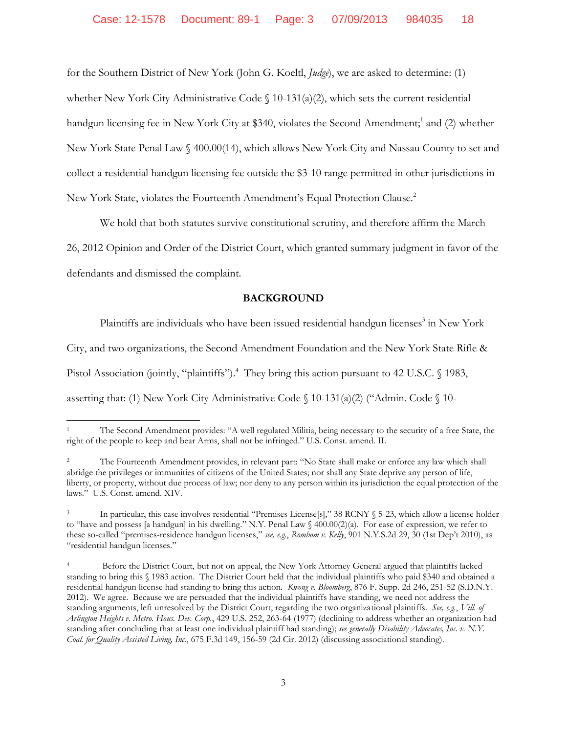for the Southern District of New York (John G. Koeltl, *Judge*), we are asked to determine: (1) whether New York City Administrative Code § 10-131(a)(2), which sets the current residential handgun licensing fee in New York City at $340, violates the Second Amendment;[1] and (2) whether New York State Penal Law § 400.00(14), which allows New York City and Nassau County to set and collect a residential handgun licensing fee outside the $3-10 range permitted in other jurisdictions in New York State, violates the Fourteenth Amendment's Equal Protection Clause.[2]

We hold that both statutes survive constitutional scrutiny, and therefore affirm the March 26, 2012 Opinion and Order of the District Court, which granted summary judgment in favor of the defendants and dismissed the complaint.

**BACKGROUND**

Plaintiffs are individuals who have been issued residential handgun licenses[3] in New York City, and two organizations, the Second Amendment Foundation and the New York State Rifle & Pistol Association (jointly, "plaintiffs").[4] They bring this action pursuant to 42 U.S.C. § 1983, asserting that: (1) New York City Administrative Code § 10-131(a)(2) ("Admin. Code § 10-

---

[1] The Second Amendment provides: "A well regulated Militia, being necessary to the security of a free State, the right of the people to keep and bear Arms, shall not be infringed." U.S. Const. amend. II.

[2] The Fourteenth Amendment provides, in relevant part: "No State shall make or enforce any law which shall abridge the privileges or immunities of citizens of the United States; nor shall any State deprive any person of life, liberty, or property, without due process of law; nor deny to any person within its jurisdiction the equal protection of the laws." U.S. Const. amend. XIV.

[3] In particular, this case involves residential "Premises License[s]," 38 RCNY § 5-23, which allow a license holder to "have and possess [a handgun] in his dwelling." N.Y. Penal Law § 400.00(2)(a). For ease of expression, we refer to these so-called "premises-residence handgun licenses," *see, e.g.*, *Rombom v. Kelly*, 901 N.Y.S.2d 29, 30 (1st Dep't 2010), as "residential handgun licenses."

[4] Before the District Court, but not on appeal, the New York Attorney General argued that plaintiffs lacked standing to bring this § 1983 action. The District Court held that the individual plaintiffs who paid $340 and obtained a residential handgun license had standing to bring this action. *Kwong v. Bloomberg*, 876 F. Supp. 2d 246, 251-52 (S.D.N.Y. 2012). We agree. Because we are persuaded that the individual plaintiffs have standing, we need not address the standing arguments, left unresolved by the District Court, regarding the two organizational plaintiffs. *See, e.g.*, *Vill. of Arlington Heights v. Metro. Hous. Dev. Corp.*, 429 U.S. 252, 263-64 (1977) (declining to address whether an organization had standing after concluding that at least one individual plaintiff had standing); *see generally Disability Advocates, Inc. v. N.Y. Coal. for Quality Assisted Living, Inc.*, 675 F.3d 149, 156-59 (2d Cir. 2012) (discussing associational standing).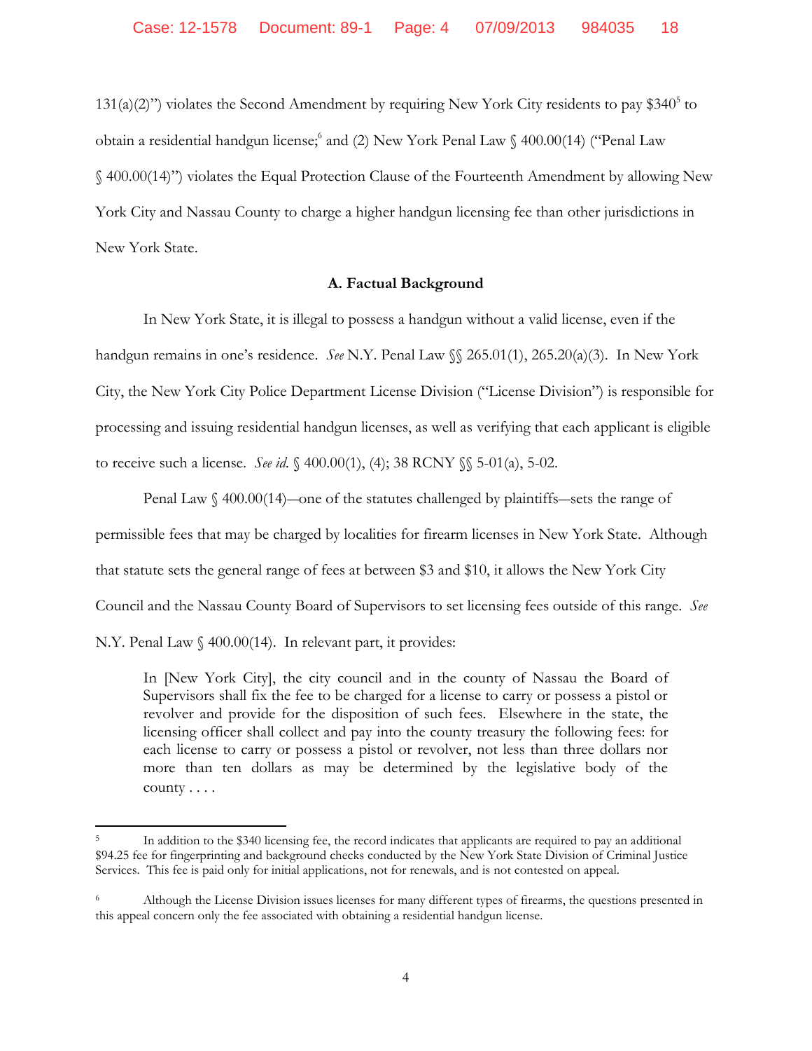131(a)(2)") violates the Second Amendment by requiring New York City residents to pay $340[5] to obtain a residential handgun license;[6] and (2) New York Penal Law § 400.00(14) ("Penal Law § 400.00(14)") violates the Equal Protection Clause of the Fourteenth Amendment by allowing New York City and Nassau County to charge a higher handgun licensing fee than other jurisdictions in New York State.

### A. Factual Background

In New York State, it is illegal to possess a handgun without a valid license, even if the handgun remains in one's residence. *See* N.Y. Penal Law §§ 265.01(1), 265.20(a)(3). In New York City, the New York City Police Department License Division ("License Division") is responsible for processing and issuing residential handgun licenses, as well as verifying that each applicant is eligible to receive such a license. *See id.* § 400.00(1), (4); 38 RCNY §§ 5-01(a), 5-02.

Penal Law § 400.00(14)—one of the statutes challenged by plaintiffs—sets the range of permissible fees that may be charged by localities for firearm licenses in New York State. Although that statute sets the general range of fees at between $3 and $10, it allows the New York City Council and the Nassau County Board of Supervisors to set licensing fees outside of this range. *See* N.Y. Penal Law § 400.00(14). In relevant part, it provides:

> In [New York City], the city council and in the county of Nassau the Board of Supervisors shall fix the fee to be charged for a license to carry or possess a pistol or revolver and provide for the disposition of such fees. Elsewhere in the state, the licensing officer shall collect and pay into the county treasury the following fees: for each license to carry or possess a pistol or revolver, not less than three dollars nor more than ten dollars as may be determined by the legislative body of the county . . . .

---

[5] In addition to the $340 licensing fee, the record indicates that applicants are required to pay an additional $94.25 fee for fingerprinting and background checks conducted by the New York State Division of Criminal Justice Services. This fee is paid only for initial applications, not for renewals, and is not contested on appeal.

[6] Although the License Division issues licenses for many different types of firearms, the questions presented in this appeal concern only the fee associated with obtaining a residential handgun license.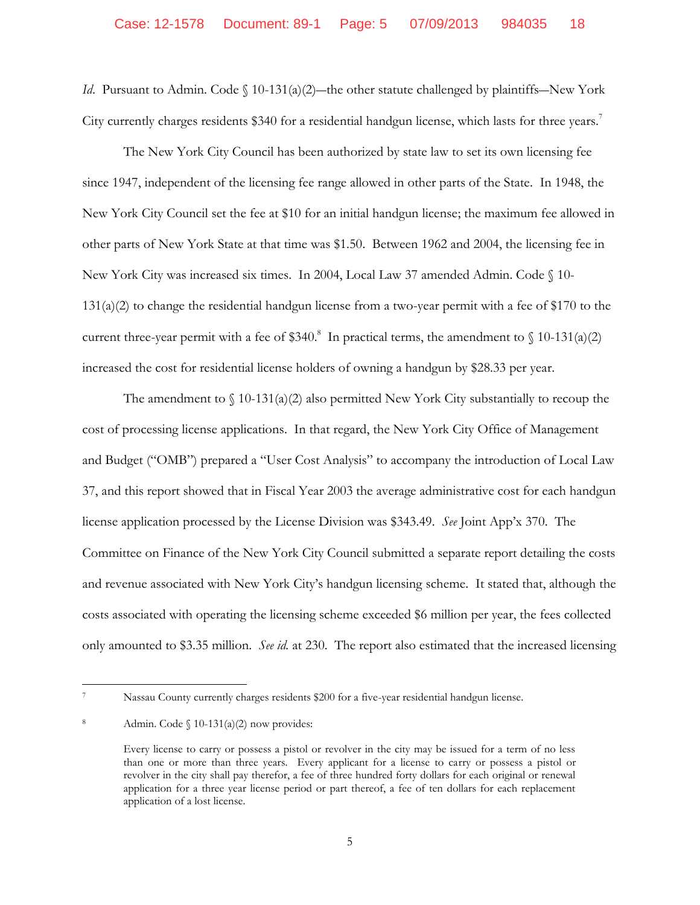*Id*. Pursuant to Admin. Code § 10-131(a)(2)—the other statute challenged by plaintiffs—New York City currently charges residents $340 for a residential handgun license, which lasts for three years.[7]

The New York City Council has been authorized by state law to set its own licensing fee since 1947, independent of the licensing fee range allowed in other parts of the State. In 1948, the New York City Council set the fee at $10 for an initial handgun license; the maximum fee allowed in other parts of New York State at that time was $1.50. Between 1962 and 2004, the licensing fee in New York City was increased six times. In 2004, Local Law 37 amended Admin. Code § 10-131(a)(2) to change the residential handgun license from a two-year permit with a fee of $170 to the current three-year permit with a fee of $340.[8] In practical terms, the amendment to § 10-131(a)(2) increased the cost for residential license holders of owning a handgun by $28.33 per year.

The amendment to § 10-131(a)(2) also permitted New York City substantially to recoup the cost of processing license applications. In that regard, the New York City Office of Management and Budget ("OMB") prepared a "User Cost Analysis" to accompany the introduction of Local Law 37, and this report showed that in Fiscal Year 2003 the average administrative cost for each handgun license application processed by the License Division was $343.49. *See* Joint App'x 370. The Committee on Finance of the New York City Council submitted a separate report detailing the costs and revenue associated with New York City's handgun licensing scheme. It stated that, although the costs associated with operating the licensing scheme exceeded $6 million per year, the fees collected only amounted to $3.35 million. *See id.* at 230. The report also estimated that the increased licensing

---

[7] Nassau County currently charges residents $200 for a five-year residential handgun license.

[8] Admin. Code § 10-131(a)(2) now provides:

> Every license to carry or possess a pistol or revolver in the city may be issued for a term of no less than one or more than three years. Every applicant for a license to carry or possess a pistol or revolver in the city shall pay therefor, a fee of three hundred forty dollars for each original or renewal application for a three year license period or part thereof, a fee of ten dollars for each replacement application of a lost license.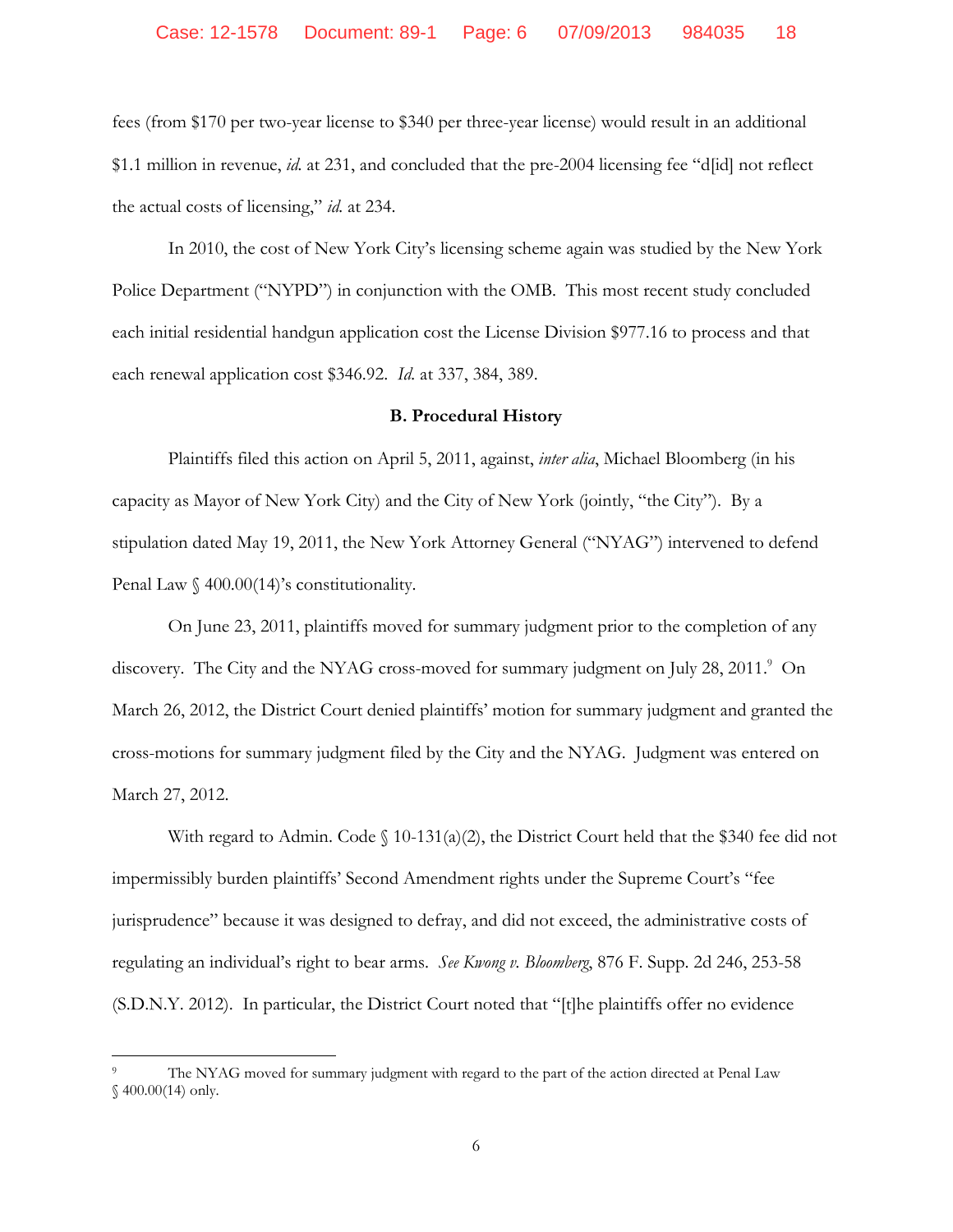fees (from $170 per two-year license to $340 per three-year license) would result in an additional $1.1 million in revenue, *id.* at 231, and concluded that the pre-2004 licensing fee "d[id] not reflect the actual costs of licensing," *id.* at 234.

In 2010, the cost of New York City's licensing scheme again was studied by the New York Police Department ("NYPD") in conjunction with the OMB. This most recent study concluded each initial residential handgun application cost the License Division $977.16 to process and that each renewal application cost $346.92. *Id.* at 337, 384, 389.

**B. Procedural History**

Plaintiffs filed this action on April 5, 2011, against, *inter alia*, Michael Bloomberg (in his capacity as Mayor of New York City) and the City of New York (jointly, "the City"). By a stipulation dated May 19, 2011, the New York Attorney General ("NYAG") intervened to defend Penal Law § 400.00(14)'s constitutionality.

On June 23, 2011, plaintiffs moved for summary judgment prior to the completion of any discovery. The City and the NYAG cross-moved for summary judgment on July 28, 2011.[9] On March 26, 2012, the District Court denied plaintiffs' motion for summary judgment and granted the cross-motions for summary judgment filed by the City and the NYAG. Judgment was entered on March 27, 2012.

With regard to Admin. Code § 10-131(a)(2), the District Court held that the $340 fee did not impermissibly burden plaintiffs' Second Amendment rights under the Supreme Court's "fee jurisprudence" because it was designed to defray, and did not exceed, the administrative costs of regulating an individual's right to bear arms. *See Kwong v. Bloomberg*, 876 F. Supp. 2d 246, 253-58 (S.D.N.Y. 2012). In particular, the District Court noted that "[t]he plaintiffs offer no evidence

---

[9] The NYAG moved for summary judgment with regard to the part of the action directed at Penal Law § 400.00(14) only.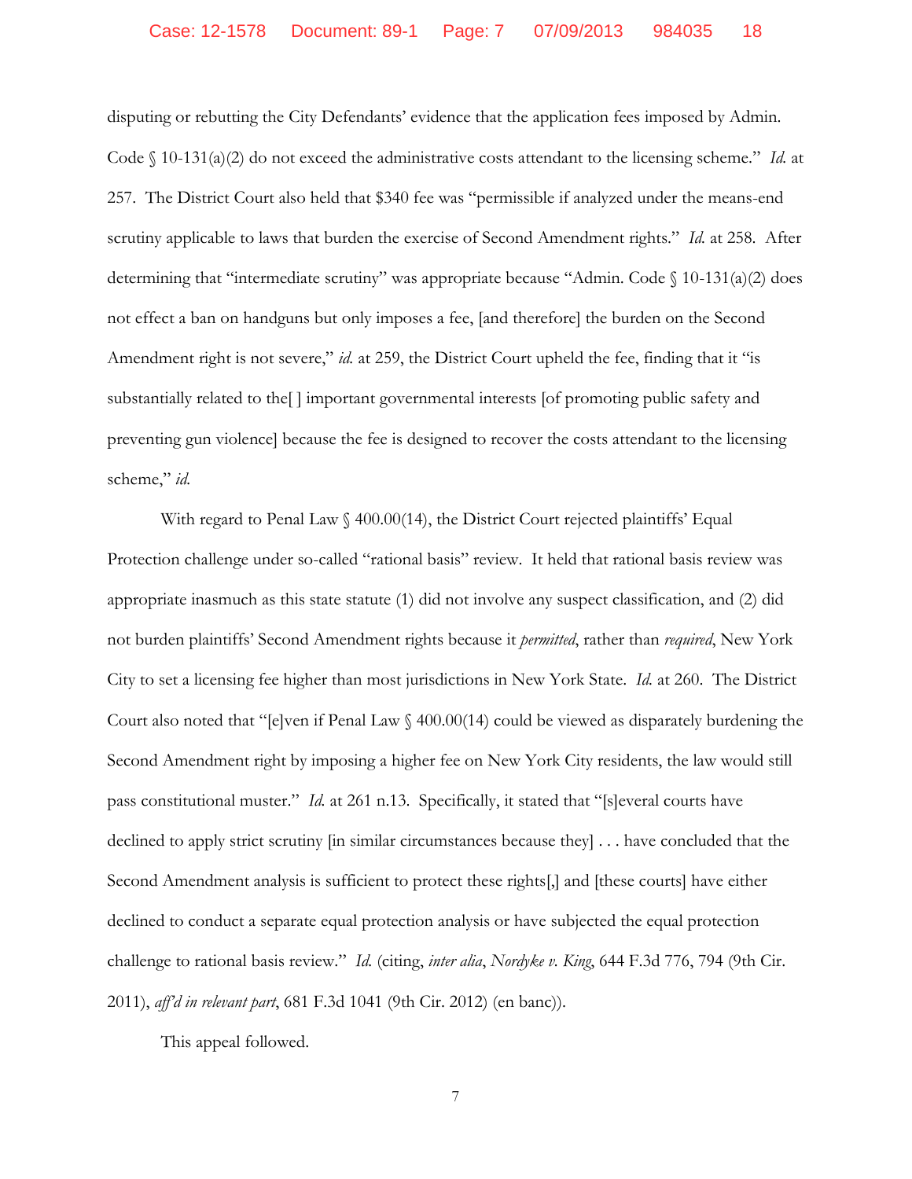disputing or rebutting the City Defendants' evidence that the application fees imposed by Admin. Code § 10-131(a)(2) do not exceed the administrative costs attendant to the licensing scheme." *Id.* at 257. The District Court also held that $340 fee was "permissible if analyzed under the means-end scrutiny applicable to laws that burden the exercise of Second Amendment rights." *Id.* at 258. After determining that "intermediate scrutiny" was appropriate because "Admin. Code § 10-131(a)(2) does not effect a ban on handguns but only imposes a fee, [and therefore] the burden on the Second Amendment right is not severe," *id.* at 259, the District Court upheld the fee, finding that it "is substantially related to the[ ] important governmental interests [of promoting public safety and preventing gun violence] because the fee is designed to recover the costs attendant to the licensing scheme," *id.*

With regard to Penal Law § 400.00(14), the District Court rejected plaintiffs' Equal Protection challenge under so-called "rational basis" review. It held that rational basis review was appropriate inasmuch as this state statute (1) did not involve any suspect classification, and (2) did not burden plaintiffs' Second Amendment rights because it *permitted*, rather than *required*, New York City to set a licensing fee higher than most jurisdictions in New York State. *Id.* at 260. The District Court also noted that "[e]ven if Penal Law § 400.00(14) could be viewed as disparately burdening the Second Amendment right by imposing a higher fee on New York City residents, the law would still pass constitutional muster." *Id.* at 261 n.13. Specifically, it stated that "[s]everal courts have declined to apply strict scrutiny [in similar circumstances because they] . . . have concluded that the Second Amendment analysis is sufficient to protect these rights[,] and [these courts] have either declined to conduct a separate equal protection analysis or have subjected the equal protection challenge to rational basis review." *Id.* (citing, *inter alia*, *Nordyke v. King*, 644 F.3d 776, 794 (9th Cir. 2011), *aff'd in relevant part*, 681 F.3d 1041 (9th Cir. 2012) (en banc)).

This appeal followed.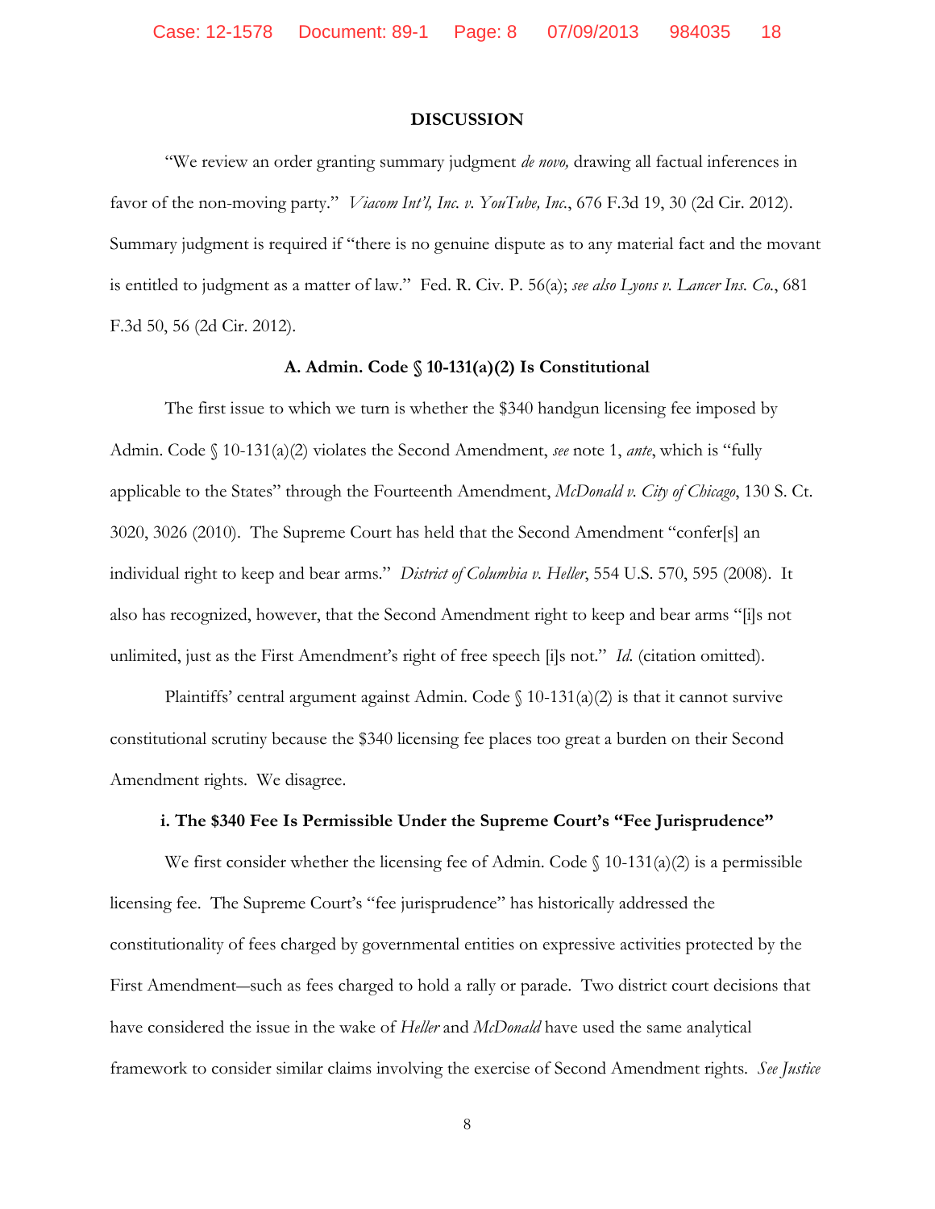## DISCUSSION

"We review an order granting summary judgment *de novo,* drawing all factual inferences in favor of the non-moving party." *Viacom Int'l, Inc. v. YouTube, Inc.*, 676 F.3d 19, 30 (2d Cir. 2012). Summary judgment is required if "there is no genuine dispute as to any material fact and the movant is entitled to judgment as a matter of law." Fed. R. Civ. P. 56(a); *see also Lyons v. Lancer Ins. Co.*, 681 F.3d 50, 56 (2d Cir. 2012).

### A. Admin. Code § 10-131(a)(2) Is Constitutional

The first issue to which we turn is whether the $340 handgun licensing fee imposed by Admin. Code § 10-131(a)(2) violates the Second Amendment, *see* note 1, *ante*, which is "fully applicable to the States" through the Fourteenth Amendment, *McDonald v. City of Chicago*, 130 S. Ct. 3020, 3026 (2010). The Supreme Court has held that the Second Amendment "confer[s] an individual right to keep and bear arms." *District of Columbia v. Heller*, 554 U.S. 570, 595 (2008). It also has recognized, however, that the Second Amendment right to keep and bear arms "[i]s not unlimited, just as the First Amendment's right of free speech [i]s not." *Id.* (citation omitted).

Plaintiffs' central argument against Admin. Code § 10-131(a)(2) is that it cannot survive constitutional scrutiny because the $340 licensing fee places too great a burden on their Second Amendment rights. We disagree.

#### i. The $340 Fee Is Permissible Under the Supreme Court's "Fee Jurisprudence"

We first consider whether the licensing fee of Admin. Code § 10-131(a)(2) is a permissible licensing fee. The Supreme Court's "fee jurisprudence" has historically addressed the constitutionality of fees charged by governmental entities on expressive activities protected by the First Amendment—such as fees charged to hold a rally or parade. Two district court decisions that have considered the issue in the wake of *Heller* and *McDonald* have used the same analytical framework to consider similar claims involving the exercise of Second Amendment rights. *See Justice*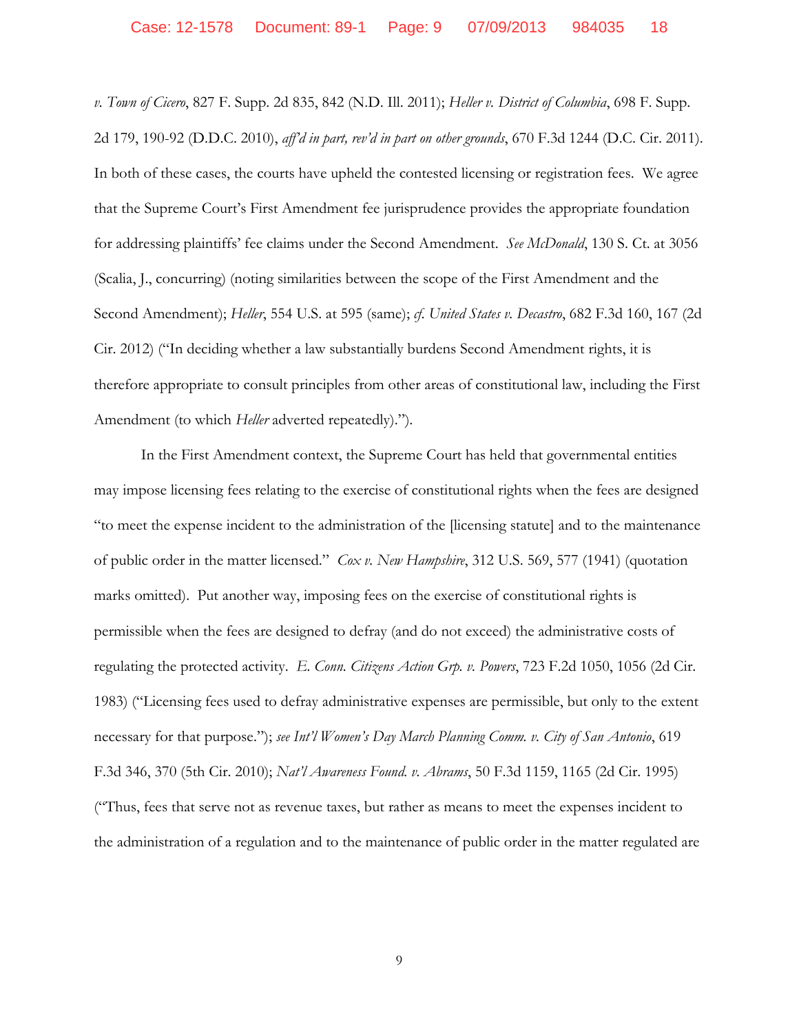*v. Town of Cicero*, 827 F. Supp. 2d 835, 842 (N.D. Ill. 2011); *Heller v. District of Columbia*, 698 F. Supp. 2d 179, 190-92 (D.D.C. 2010), *aff'd in part, rev'd in part on other grounds*, 670 F.3d 1244 (D.C. Cir. 2011). In both of these cases, the courts have upheld the contested licensing or registration fees. We agree that the Supreme Court's First Amendment fee jurisprudence provides the appropriate foundation for addressing plaintiffs' fee claims under the Second Amendment. *See McDonald*, 130 S. Ct. at 3056 (Scalia, J., concurring) (noting similarities between the scope of the First Amendment and the Second Amendment); *Heller*, 554 U.S. at 595 (same); *cf. United States v. Decastro*, 682 F.3d 160, 167 (2d Cir. 2012) ("In deciding whether a law substantially burdens Second Amendment rights, it is therefore appropriate to consult principles from other areas of constitutional law, including the First Amendment (to which *Heller* adverted repeatedly).").

In the First Amendment context, the Supreme Court has held that governmental entities may impose licensing fees relating to the exercise of constitutional rights when the fees are designed "to meet the expense incident to the administration of the [licensing statute] and to the maintenance of public order in the matter licensed." *Cox v. New Hampshire*, 312 U.S. 569, 577 (1941) (quotation marks omitted). Put another way, imposing fees on the exercise of constitutional rights is permissible when the fees are designed to defray (and do not exceed) the administrative costs of regulating the protected activity. *E. Conn. Citizens Action Grp. v. Powers*, 723 F.2d 1050, 1056 (2d Cir. 1983) ("Licensing fees used to defray administrative expenses are permissible, but only to the extent necessary for that purpose."); *see Int'l Women's Day March Planning Comm. v. City of San Antonio*, 619 F.3d 346, 370 (5th Cir. 2010); *Nat'l Awareness Found. v. Abrams*, 50 F.3d 1159, 1165 (2d Cir. 1995) ("Thus, fees that serve not as revenue taxes, but rather as means to meet the expenses incident to the administration of a regulation and to the maintenance of public order in the matter regulated are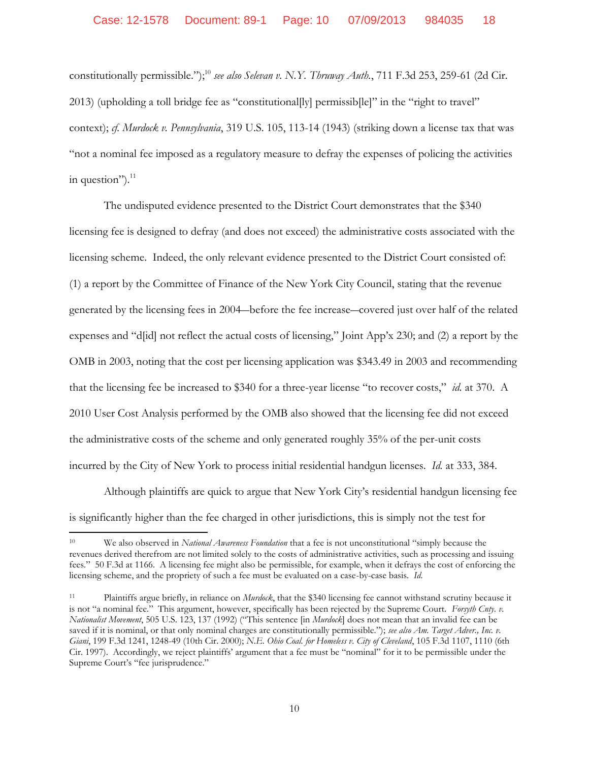constitutionally permissible.");[10] *see also Selevan v. N.Y. Thruway Auth.*, 711 F.3d 253, 259-61 (2d Cir. 2013) (upholding a toll bridge fee as "constitutional[ly] permissib[le]" in the "right to travel" context); *cf. Murdock v. Pennsylvania*, 319 U.S. 105, 113-14 (1943) (striking down a license tax that was "not a nominal fee imposed as a regulatory measure to defray the expenses of policing the activities in question").[11]

The undisputed evidence presented to the District Court demonstrates that the $340 licensing fee is designed to defray (and does not exceed) the administrative costs associated with the licensing scheme. Indeed, the only relevant evidence presented to the District Court consisted of: (1) a report by the Committee of Finance of the New York City Council, stating that the revenue generated by the licensing fees in 2004—before the fee increase—covered just over half of the related expenses and "d[id] not reflect the actual costs of licensing," Joint App'x 230; and (2) a report by the OMB in 2003, noting that the cost per licensing application was $343.49 in 2003 and recommending that the licensing fee be increased to $340 for a three-year license "to recover costs," *id.* at 370. A 2010 User Cost Analysis performed by the OMB also showed that the licensing fee did not exceed the administrative costs of the scheme and only generated roughly 35% of the per-unit costs incurred by the City of New York to process initial residential handgun licenses. *Id.* at 333, 384.

Although plaintiffs are quick to argue that New York City's residential handgun licensing fee is significantly higher than the fee charged in other jurisdictions, this is simply not the test for

---

[10] We also observed in *National Awareness Foundation* that a fee is not unconstitutional "simply because the revenues derived therefrom are not limited solely to the costs of administrative activities, such as processing and issuing fees." 50 F.3d at 1166. A licensing fee might also be permissible, for example, when it defrays the cost of enforcing the licensing scheme, and the propriety of such a fee must be evaluated on a case-by-case basis. *Id.*

[11] Plaintiffs argue briefly, in reliance on *Murdock*, that the $340 licensing fee cannot withstand scrutiny because it is not "a nominal fee." This argument, however, specifically has been rejected by the Supreme Court. *Forsyth Cnty. v. Nationalist Movement*, 505 U.S. 123, 137 (1992) ("This sentence [in *Murdock*] does not mean that an invalid fee can be saved if it is nominal, or that only nominal charges are constitutionally permissible."); *see also Am. Target Adver., Inc. v. Giani*, 199 F.3d 1241, 1248-49 (10th Cir. 2000); *N.E. Ohio Coal. for Homeless v. City of Cleveland*, 105 F.3d 1107, 1110 (6th Cir. 1997). Accordingly, we reject plaintiffs' argument that a fee must be "nominal" for it to be permissible under the Supreme Court's "fee jurisprudence."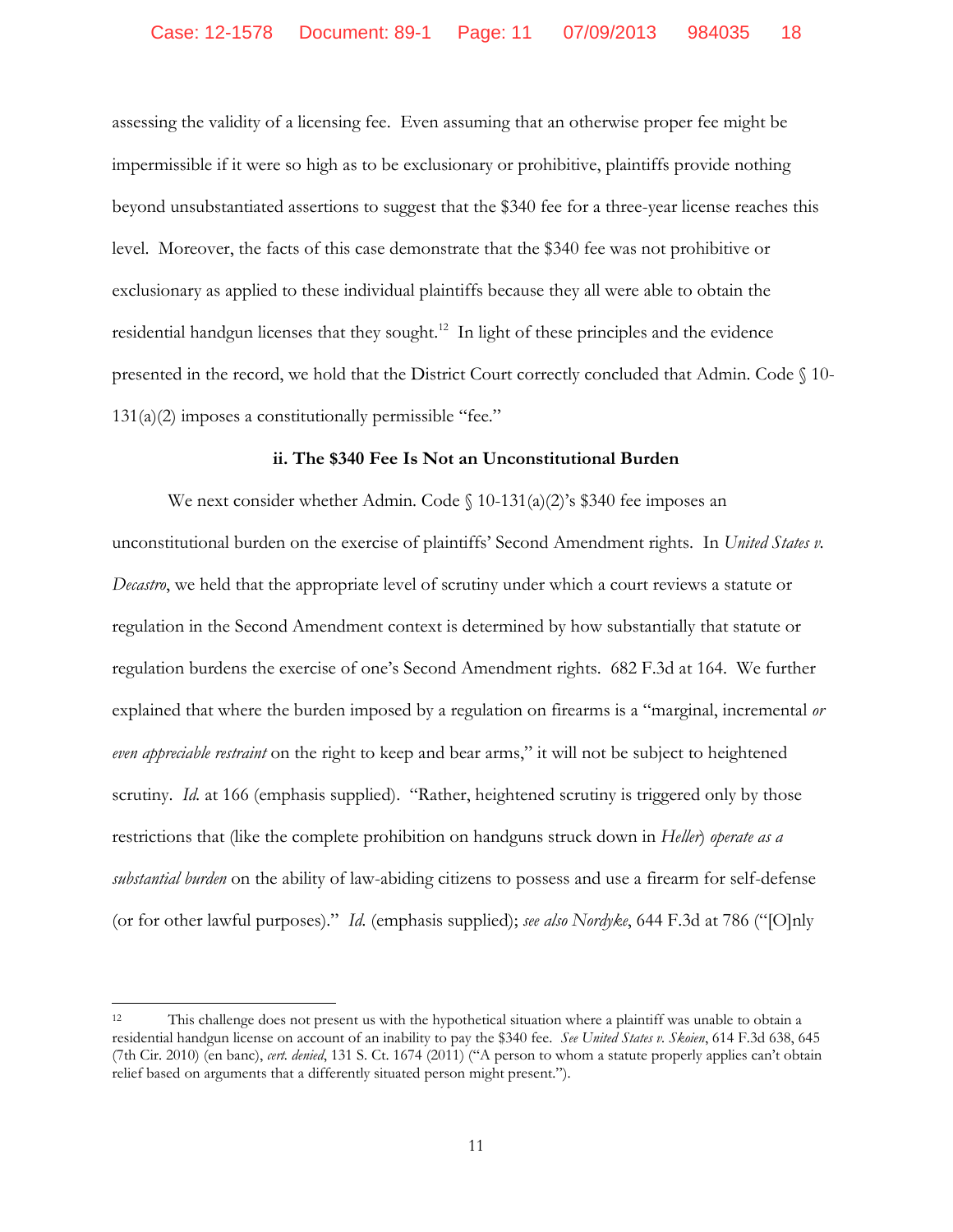assessing the validity of a licensing fee. Even assuming that an otherwise proper fee might be impermissible if it were so high as to be exclusionary or prohibitive, plaintiffs provide nothing beyond unsubstantiated assertions to suggest that the $340 fee for a three-year license reaches this level. Moreover, the facts of this case demonstrate that the $340 fee was not prohibitive or exclusionary as applied to these individual plaintiffs because they all were able to obtain the residential handgun licenses that they sought.[12] In light of these principles and the evidence presented in the record, we hold that the District Court correctly concluded that Admin. Code § 10-131(a)(2) imposes a constitutionally permissible "fee."

**ii. The $340 Fee Is Not an Unconstitutional Burden**

We next consider whether Admin. Code § 10-131(a)(2)'s $340 fee imposes an unconstitutional burden on the exercise of plaintiffs' Second Amendment rights. In *United States v. Decastro*, we held that the appropriate level of scrutiny under which a court reviews a statute or regulation in the Second Amendment context is determined by how substantially that statute or regulation burdens the exercise of one's Second Amendment rights. 682 F.3d at 164. We further explained that where the burden imposed by a regulation on firearms is a "marginal, incremental *or even appreciable restraint* on the right to keep and bear arms," it will not be subject to heightened scrutiny. *Id.* at 166 (emphasis supplied). "Rather, heightened scrutiny is triggered only by those restrictions that (like the complete prohibition on handguns struck down in *Heller*) *operate as a substantial burden* on the ability of law-abiding citizens to possess and use a firearm for self-defense (or for other lawful purposes)." *Id.* (emphasis supplied); *see also Nordyke*, 644 F.3d at 786 ("[O]nly

---

[12] This challenge does not present us with the hypothetical situation where a plaintiff was unable to obtain a residential handgun license on account of an inability to pay the $340 fee. *See United States v. Skoien*, 614 F.3d 638, 645 (7th Cir. 2010) (en banc), *cert. denied*, 131 S. Ct. 1674 (2011) ("A person to whom a statute properly applies can't obtain relief based on arguments that a differently situated person might present.").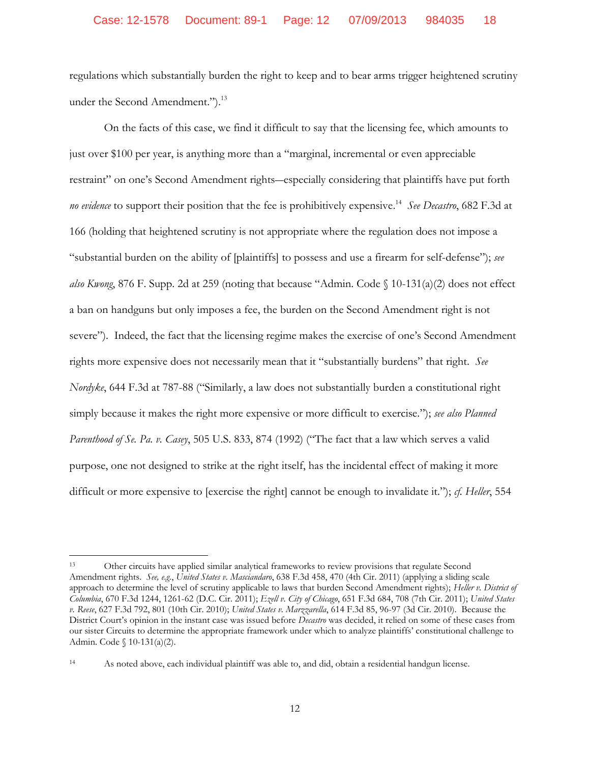regulations which substantially burden the right to keep and to bear arms trigger heightened scrutiny under the Second Amendment.").[13]

On the facts of this case, we find it difficult to say that the licensing fee, which amounts to just over $100 per year, is anything more than a "marginal, incremental or even appreciable restraint" on one's Second Amendment rights—especially considering that plaintiffs have put forth *no evidence* to support their position that the fee is prohibitively expensive.[14] *See Decastro*, 682 F.3d at 166 (holding that heightened scrutiny is not appropriate where the regulation does not impose a "substantial burden on the ability of [plaintiffs] to possess and use a firearm for self-defense"); *see also Kwong*, 876 F. Supp. 2d at 259 (noting that because "Admin. Code § 10-131(a)(2) does not effect a ban on handguns but only imposes a fee, the burden on the Second Amendment right is not severe"). Indeed, the fact that the licensing regime makes the exercise of one's Second Amendment rights more expensive does not necessarily mean that it "substantially burdens" that right. *See Nordyke*, 644 F.3d at 787-88 ("Similarly, a law does not substantially burden a constitutional right simply because it makes the right more expensive or more difficult to exercise."); *see also Planned Parenthood of Se. Pa. v. Casey*, 505 U.S. 833, 874 (1992) ("The fact that a law which serves a valid purpose, one not designed to strike at the right itself, has the incidental effect of making it more difficult or more expensive to [exercise the right] cannot be enough to invalidate it."); *cf. Heller*, 554

---

[13] Other circuits have applied similar analytical frameworks to review provisions that regulate Second Amendment rights. *See, e.g.*, *United States v. Masciandaro*, 638 F.3d 458, 470 (4th Cir. 2011) (applying a sliding scale approach to determine the level of scrutiny applicable to laws that burden Second Amendment rights); *Heller v. District of Columbia*, 670 F.3d 1244, 1261-62 (D.C. Cir. 2011); *Ezell v. City of Chicago*, 651 F.3d 684, 708 (7th Cir. 2011); *United States v. Reese*, 627 F.3d 792, 801 (10th Cir. 2010); *United States v. Marzzarella*, 614 F.3d 85, 96-97 (3d Cir. 2010). Because the District Court's opinion in the instant case was issued before *Decastro* was decided, it relied on some of these cases from our sister Circuits to determine the appropriate framework under which to analyze plaintiffs' constitutional challenge to Admin. Code § 10-131(a)(2).

[14] As noted above, each individual plaintiff was able to, and did, obtain a residential handgun license.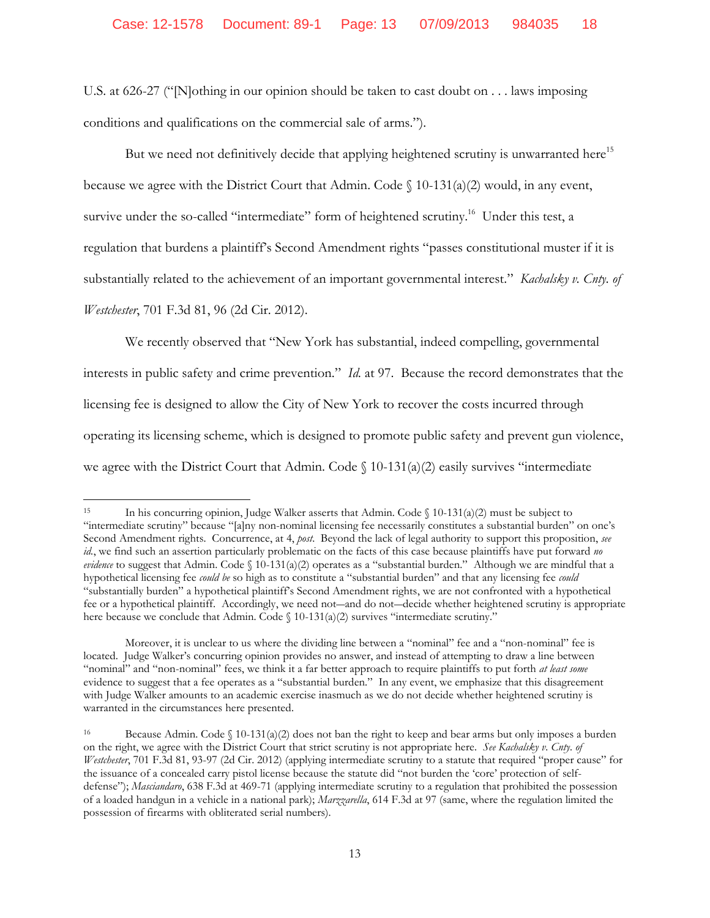U.S. at 626-27 ("[N]othing in our opinion should be taken to cast doubt on . . . laws imposing conditions and qualifications on the commercial sale of arms.").

But we need not definitively decide that applying heightened scrutiny is unwarranted here[15] because we agree with the District Court that Admin. Code § 10-131(a)(2) would, in any event, survive under the so-called "intermediate" form of heightened scrutiny.[16] Under this test, a regulation that burdens a plaintiff's Second Amendment rights "passes constitutional muster if it is substantially related to the achievement of an important governmental interest." *Kachalsky v. Cnty. of Westchester*, 701 F.3d 81, 96 (2d Cir. 2012).

We recently observed that "New York has substantial, indeed compelling, governmental interests in public safety and crime prevention." *Id.* at 97. Because the record demonstrates that the licensing fee is designed to allow the City of New York to recover the costs incurred through operating its licensing scheme, which is designed to promote public safety and prevent gun violence, we agree with the District Court that Admin. Code § 10-131(a)(2) easily survives "intermediate

---

[15] In his concurring opinion, Judge Walker asserts that Admin. Code § 10-131(a)(2) must be subject to "intermediate scrutiny" because "[a]ny non-nominal licensing fee necessarily constitutes a substantial burden" on one's Second Amendment rights. Concurrence, at 4, *post*. Beyond the lack of legal authority to support this proposition, *see id.*, we find such an assertion particularly problematic on the facts of this case because plaintiffs have put forward *no evidence* to suggest that Admin. Code § 10-131(a)(2) operates as a "substantial burden." Although we are mindful that a hypothetical licensing fee *could be* so high as to constitute a "substantial burden" and that any licensing fee *could* "substantially burden" a hypothetical plaintiff's Second Amendment rights, we are not confronted with a hypothetical fee or a hypothetical plaintiff. Accordingly, we need not—and do not—decide whether heightened scrutiny is appropriate here because we conclude that Admin. Code § 10-131(a)(2) survives "intermediate scrutiny."

Moreover, it is unclear to us where the dividing line between a "nominal" fee and a "non-nominal" fee is located. Judge Walker's concurring opinion provides no answer, and instead of attempting to draw a line between "nominal" and "non-nominal" fees, we think it a far better approach to require plaintiffs to put forth *at least some* evidence to suggest that a fee operates as a "substantial burden." In any event, we emphasize that this disagreement with Judge Walker amounts to an academic exercise inasmuch as we do not decide whether heightened scrutiny is warranted in the circumstances here presented.

[16] Because Admin. Code § 10-131(a)(2) does not ban the right to keep and bear arms but only imposes a burden on the right, we agree with the District Court that strict scrutiny is not appropriate here. *See Kachalsky v. Cnty. of Westchester*, 701 F.3d 81, 93-97 (2d Cir. 2012) (applying intermediate scrutiny to a statute that required "proper cause" for the issuance of a concealed carry pistol license because the statute did "not burden the 'core' protection of self-defense"); *Masciandaro*, 638 F.3d at 469-71 (applying intermediate scrutiny to a regulation that prohibited the possession of a loaded handgun in a vehicle in a national park); *Marzzarella*, 614 F.3d at 97 (same, where the regulation limited the possession of firearms with obliterated serial numbers).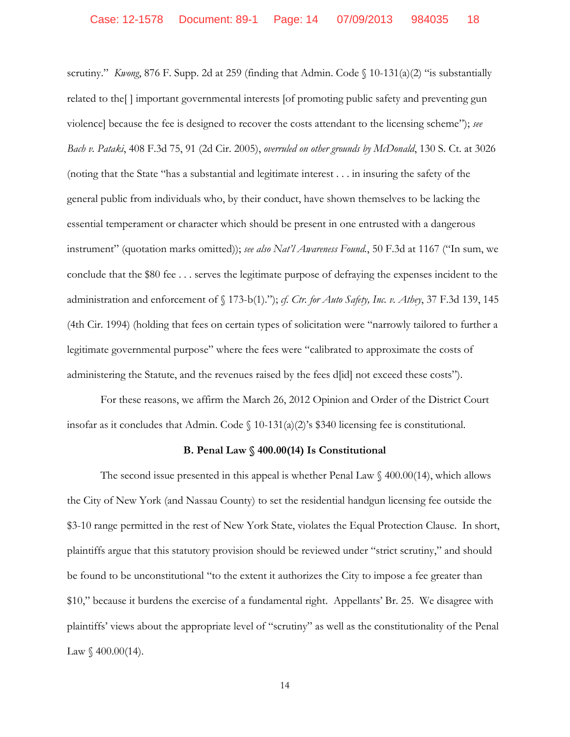scrutiny." *Kwong*, 876 F. Supp. 2d at 259 (finding that Admin. Code § 10-131(a)(2) "is substantially related to the[ ] important governmental interests [of promoting public safety and preventing gun violence] because the fee is designed to recover the costs attendant to the licensing scheme"); *see Bach v. Pataki*, 408 F.3d 75, 91 (2d Cir. 2005), *overruled on other grounds by McDonald*, 130 S. Ct. at 3026 (noting that the State "has a substantial and legitimate interest . . . in insuring the safety of the general public from individuals who, by their conduct, have shown themselves to be lacking the essential temperament or character which should be present in one entrusted with a dangerous instrument" (quotation marks omitted)); *see also Nat'l Awareness Found.*, 50 F.3d at 1167 ("In sum, we conclude that the $80 fee . . . serves the legitimate purpose of defraying the expenses incident to the administration and enforcement of § 173-b(1)."); *cf. Ctr. for Auto Safety, Inc. v. Athey*, 37 F.3d 139, 145 (4th Cir. 1994) (holding that fees on certain types of solicitation were "narrowly tailored to further a legitimate governmental purpose" where the fees were "calibrated to approximate the costs of administering the Statute, and the revenues raised by the fees d[id] not exceed these costs").

For these reasons, we affirm the March 26, 2012 Opinion and Order of the District Court insofar as it concludes that Admin. Code § 10-131(a)(2)'s $340 licensing fee is constitutional.

**B. Penal Law § 400.00(14) Is Constitutional**

The second issue presented in this appeal is whether Penal Law § 400.00(14), which allows the City of New York (and Nassau County) to set the residential handgun licensing fee outside the $3-10 range permitted in the rest of New York State, violates the Equal Protection Clause. In short, plaintiffs argue that this statutory provision should be reviewed under "strict scrutiny," and should be found to be unconstitutional "to the extent it authorizes the City to impose a fee greater than $10," because it burdens the exercise of a fundamental right. Appellants' Br. 25. We disagree with plaintiffs' views about the appropriate level of "scrutiny" as well as the constitutionality of the Penal Law § 400.00(14).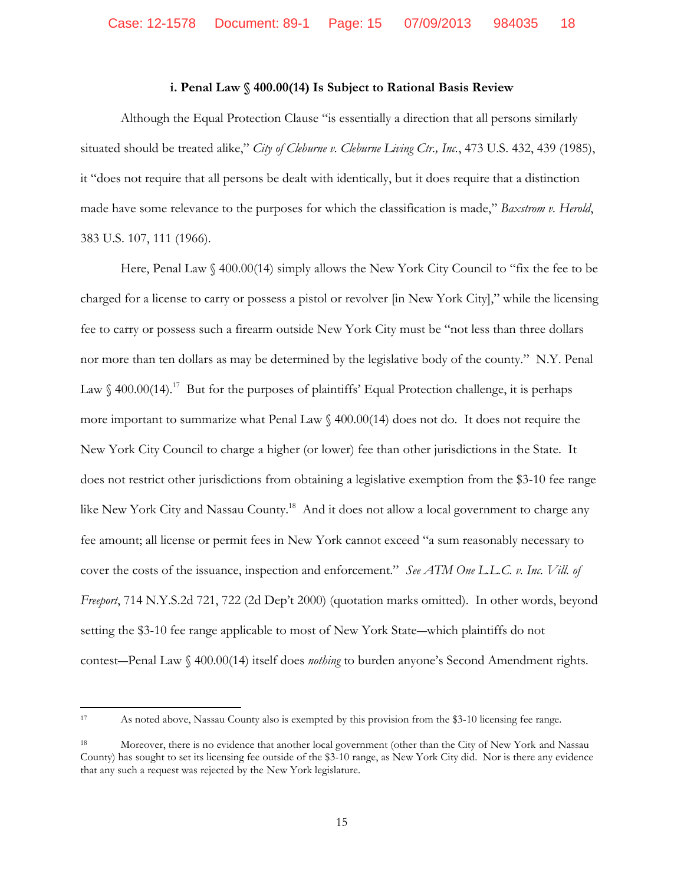### i. Penal Law § 400.00(14) Is Subject to Rational Basis Review

Although the Equal Protection Clause "is essentially a direction that all persons similarly situated should be treated alike," *City of Cleburne v. Cleburne Living Ctr., Inc.*, 473 U.S. 432, 439 (1985), it "does not require that all persons be dealt with identically, but it does require that a distinction made have some relevance to the purposes for which the classification is made," *Baxstrom v. Herold*, 383 U.S. 107, 111 (1966).

Here, Penal Law § 400.00(14) simply allows the New York City Council to "fix the fee to be charged for a license to carry or possess a pistol or revolver [in New York City]," while the licensing fee to carry or possess such a firearm outside New York City must be "not less than three dollars nor more than ten dollars as may be determined by the legislative body of the county." N.Y. Penal Law § 400.00(14).[17] But for the purposes of plaintiffs' Equal Protection challenge, it is perhaps more important to summarize what Penal Law § 400.00(14) does not do. It does not require the New York City Council to charge a higher (or lower) fee than other jurisdictions in the State. It does not restrict other jurisdictions from obtaining a legislative exemption from the $3-10 fee range like New York City and Nassau County.[18] And it does not allow a local government to charge any fee amount; all license or permit fees in New York cannot exceed "a sum reasonably necessary to cover the costs of the issuance, inspection and enforcement." *See ATM One L.L.C. v. Inc. Vill. of Freeport*, 714 N.Y.S.2d 721, 722 (2d Dep't 2000) (quotation marks omitted). In other words, beyond setting the $3-10 fee range applicable to most of New York State—which plaintiffs do not contest—Penal Law § 400.00(14) itself does *nothing* to burden anyone's Second Amendment rights.

---

[17] As noted above, Nassau County also is exempted by this provision from the $3-10 licensing fee range.

[18] Moreover, there is no evidence that another local government (other than the City of New York and Nassau County) has sought to set its licensing fee outside of the $3-10 range, as New York City did. Nor is there any evidence that any such a request was rejected by the New York legislature.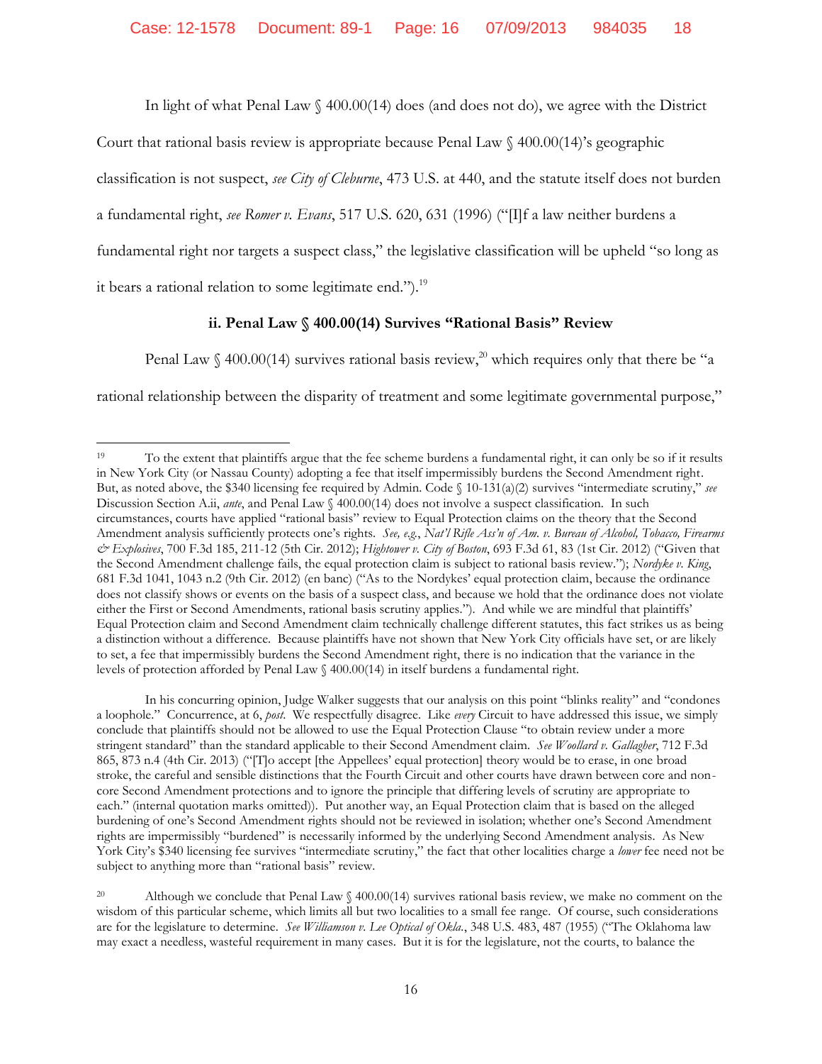In light of what Penal Law § 400.00(14) does (and does not do), we agree with the District Court that rational basis review is appropriate because Penal Law § 400.00(14)'s geographic classification is not suspect, *see City of Cleburne*, 473 U.S. at 440, and the statute itself does not burden a fundamental right, *see Romer v. Evans*, 517 U.S. 620, 631 (1996) ("[I]f a law neither burdens a fundamental right nor targets a suspect class," the legislative classification will be upheld "so long as it bears a rational relation to some legitimate end.").[19]

**ii. Penal Law § 400.00(14) Survives "Rational Basis" Review**

Penal Law § 400.00(14) survives rational basis review,[20] which requires only that there be "a rational relationship between the disparity of treatment and some legitimate governmental purpose,"

---

[19] To the extent that plaintiffs argue that the fee scheme burdens a fundamental right, it can only be so if it results in New York City (or Nassau County) adopting a fee that itself impermissibly burdens the Second Amendment right. But, as noted above, the $340 licensing fee required by Admin. Code § 10-131(a)(2) survives "intermediate scrutiny," *see* Discussion Section A.ii, *ante*, and Penal Law § 400.00(14) does not involve a suspect classification. In such circumstances, courts have applied "rational basis" review to Equal Protection claims on the theory that the Second Amendment analysis sufficiently protects one's rights. *See, e.g.*, *Nat'l Rifle Ass'n of Am. v. Bureau of Alcohol, Tobacco, Firearms & Explosives*, 700 F.3d 185, 211-12 (5th Cir. 2012); *Hightower v. City of Boston*, 693 F.3d 61, 83 (1st Cir. 2012) ("Given that the Second Amendment challenge fails, the equal protection claim is subject to rational basis review."); *Nordyke v. King*, 681 F.3d 1041, 1043 n.2 (9th Cir. 2012) (en banc) ("As to the Nordykes' equal protection claim, because the ordinance does not classify shows or events on the basis of a suspect class, and because we hold that the ordinance does not violate either the First or Second Amendments, rational basis scrutiny applies."). And while we are mindful that plaintiffs' Equal Protection claim and Second Amendment claim technically challenge different statutes, this fact strikes us as being a distinction without a difference. Because plaintiffs have not shown that New York City officials have set, or are likely to set, a fee that impermissibly burdens the Second Amendment right, there is no indication that the variance in the levels of protection afforded by Penal Law § 400.00(14) in itself burdens a fundamental right.

In his concurring opinion, Judge Walker suggests that our analysis on this point "blinks reality" and "condones a loophole." Concurrence, at 6, *post*. We respectfully disagree. Like *every* Circuit to have addressed this issue, we simply conclude that plaintiffs should not be allowed to use the Equal Protection Clause "to obtain review under a more stringent standard" than the standard applicable to their Second Amendment claim. *See Woollard v. Gallagher*, 712 F.3d 865, 873 n.4 (4th Cir. 2013) ("[T]o accept [the Appellees' equal protection] theory would be to erase, in one broad stroke, the careful and sensible distinctions that the Fourth Circuit and other courts have drawn between core and non-core Second Amendment protections and to ignore the principle that differing levels of scrutiny are appropriate to each." (internal quotation marks omitted)). Put another way, an Equal Protection claim that is based on the alleged burdening of one's Second Amendment rights should not be reviewed in isolation; whether one's Second Amendment rights are impermissibly "burdened" is necessarily informed by the underlying Second Amendment analysis. As New York City's $340 licensing fee survives "intermediate scrutiny," the fact that other localities charge a *lower* fee need not be subject to anything more than "rational basis" review.

[20] Although we conclude that Penal Law § 400.00(14) survives rational basis review, we make no comment on the wisdom of this particular scheme, which limits all but two localities to a small fee range. Of course, such considerations are for the legislature to determine. *See Williamson v. Lee Optical of Okla.*, 348 U.S. 483, 487 (1955) ("The Oklahoma law may exact a needless, wasteful requirement in many cases. But it is for the legislature, not the courts, to balance the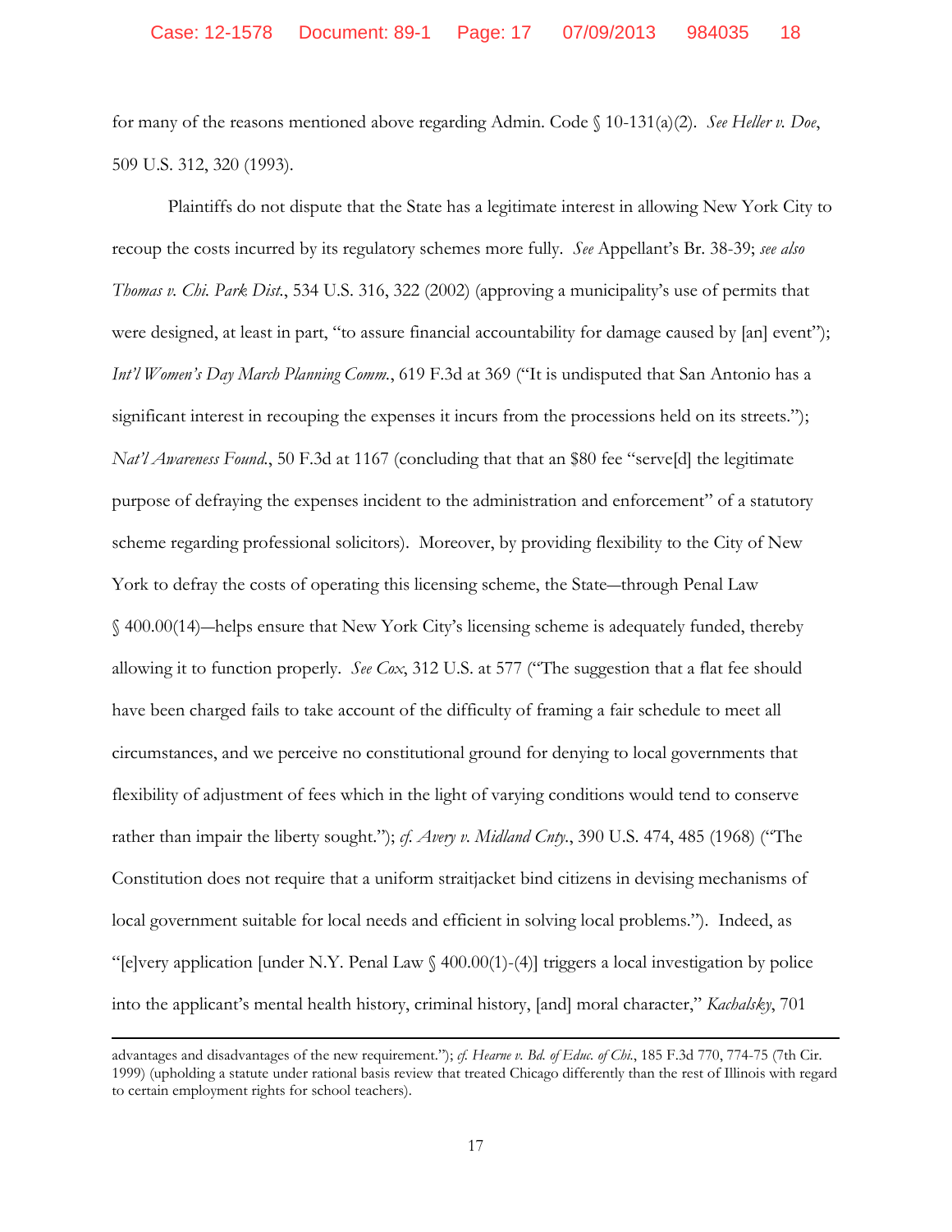for many of the reasons mentioned above regarding Admin. Code § 10-131(a)(2). *See Heller v. Doe*, 509 U.S. 312, 320 (1993).

Plaintiffs do not dispute that the State has a legitimate interest in allowing New York City to recoup the costs incurred by its regulatory schemes more fully. *See* Appellant's Br. 38-39; *see also Thomas v. Chi. Park Dist.*, 534 U.S. 316, 322 (2002) (approving a municipality's use of permits that were designed, at least in part, "to assure financial accountability for damage caused by [an] event"); *Int'l Women's Day March Planning Comm.*, 619 F.3d at 369 ("It is undisputed that San Antonio has a significant interest in recouping the expenses it incurs from the processions held on its streets."); *Nat'l Awareness Found.*, 50 F.3d at 1167 (concluding that that an $80 fee "serve[d] the legitimate purpose of defraying the expenses incident to the administration and enforcement" of a statutory scheme regarding professional solicitors). Moreover, by providing flexibility to the City of New York to defray the costs of operating this licensing scheme, the State—through Penal Law § 400.00(14)—helps ensure that New York City's licensing scheme is adequately funded, thereby allowing it to function properly. *See Cox*, 312 U.S. at 577 ("The suggestion that a flat fee should have been charged fails to take account of the difficulty of framing a fair schedule to meet all circumstances, and we perceive no constitutional ground for denying to local governments that flexibility of adjustment of fees which in the light of varying conditions would tend to conserve rather than impair the liberty sought."); *cf. Avery v. Midland Cnty.*, 390 U.S. 474, 485 (1968) ("The Constitution does not require that a uniform straitjacket bind citizens in devising mechanisms of local government suitable for local needs and efficient in solving local problems."). Indeed, as "[e]very application [under N.Y. Penal Law § 400.00(1)-(4)] triggers a local investigation by police into the applicant's mental health history, criminal history, [and] moral character," *Kachalsky*, 701

---

advantages and disadvantages of the new requirement."); *cf. Hearne v. Bd. of Educ. of Chi.*, 185 F.3d 770, 774-75 (7th Cir. 1999) (upholding a statute under rational basis review that treated Chicago differently than the rest of Illinois with regard to certain employment rights for school teachers).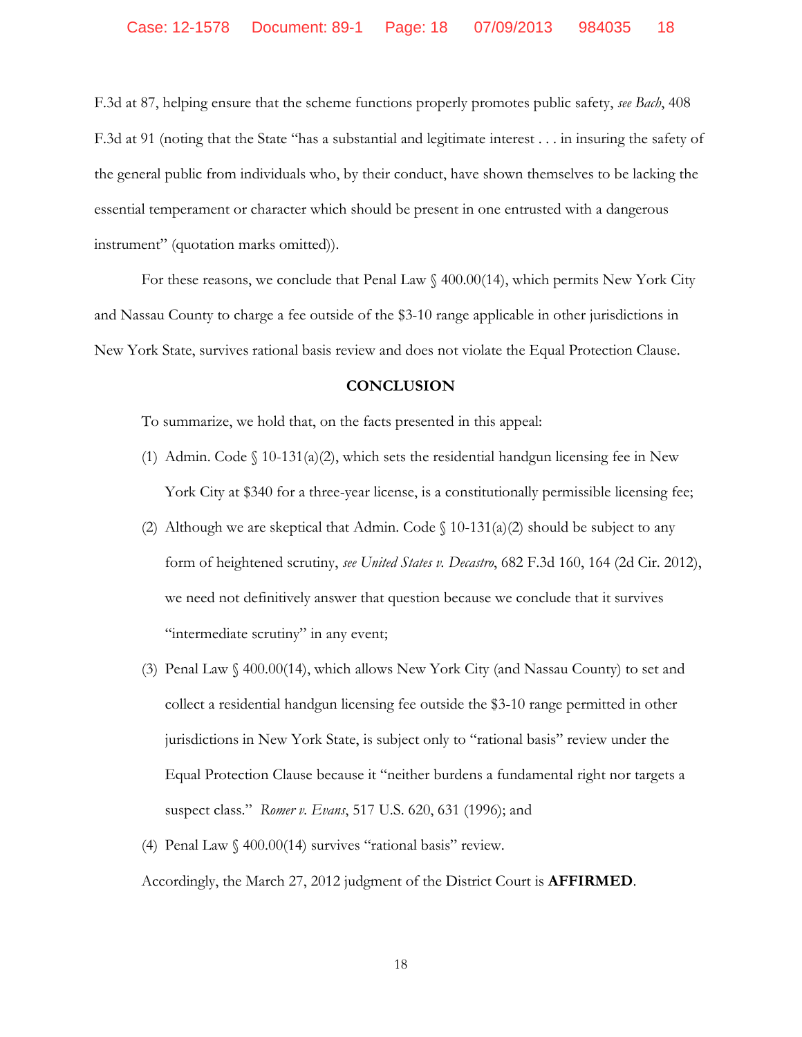F.3d at 87, helping ensure that the scheme functions properly promotes public safety, *see Bach*, 408 F.3d at 91 (noting that the State "has a substantial and legitimate interest . . . in insuring the safety of the general public from individuals who, by their conduct, have shown themselves to be lacking the essential temperament or character which should be present in one entrusted with a dangerous instrument" (quotation marks omitted)).

For these reasons, we conclude that Penal Law § 400.00(14), which permits New York City and Nassau County to charge a fee outside of the $3-10 range applicable in other jurisdictions in New York State, survives rational basis review and does not violate the Equal Protection Clause.

## CONCLUSION

To summarize, we hold that, on the facts presented in this appeal:

(1) Admin. Code § 10-131(a)(2), which sets the residential handgun licensing fee in New York City at $340 for a three-year license, is a constitutionally permissible licensing fee;

(2) Although we are skeptical that Admin. Code § 10-131(a)(2) should be subject to any form of heightened scrutiny, *see United States v. Decastro*, 682 F.3d 160, 164 (2d Cir. 2012), we need not definitively answer that question because we conclude that it survives "intermediate scrutiny" in any event;

(3) Penal Law § 400.00(14), which allows New York City (and Nassau County) to set and collect a residential handgun licensing fee outside the $3-10 range permitted in other jurisdictions in New York State, is subject only to "rational basis" review under the Equal Protection Clause because it "neither burdens a fundamental right nor targets a suspect class." *Romer v. Evans*, 517 U.S. 620, 631 (1996); and

(4) Penal Law § 400.00(14) survives "rational basis" review.

Accordingly, the March 27, 2012 judgment of the District Court is **AFFIRMED**.